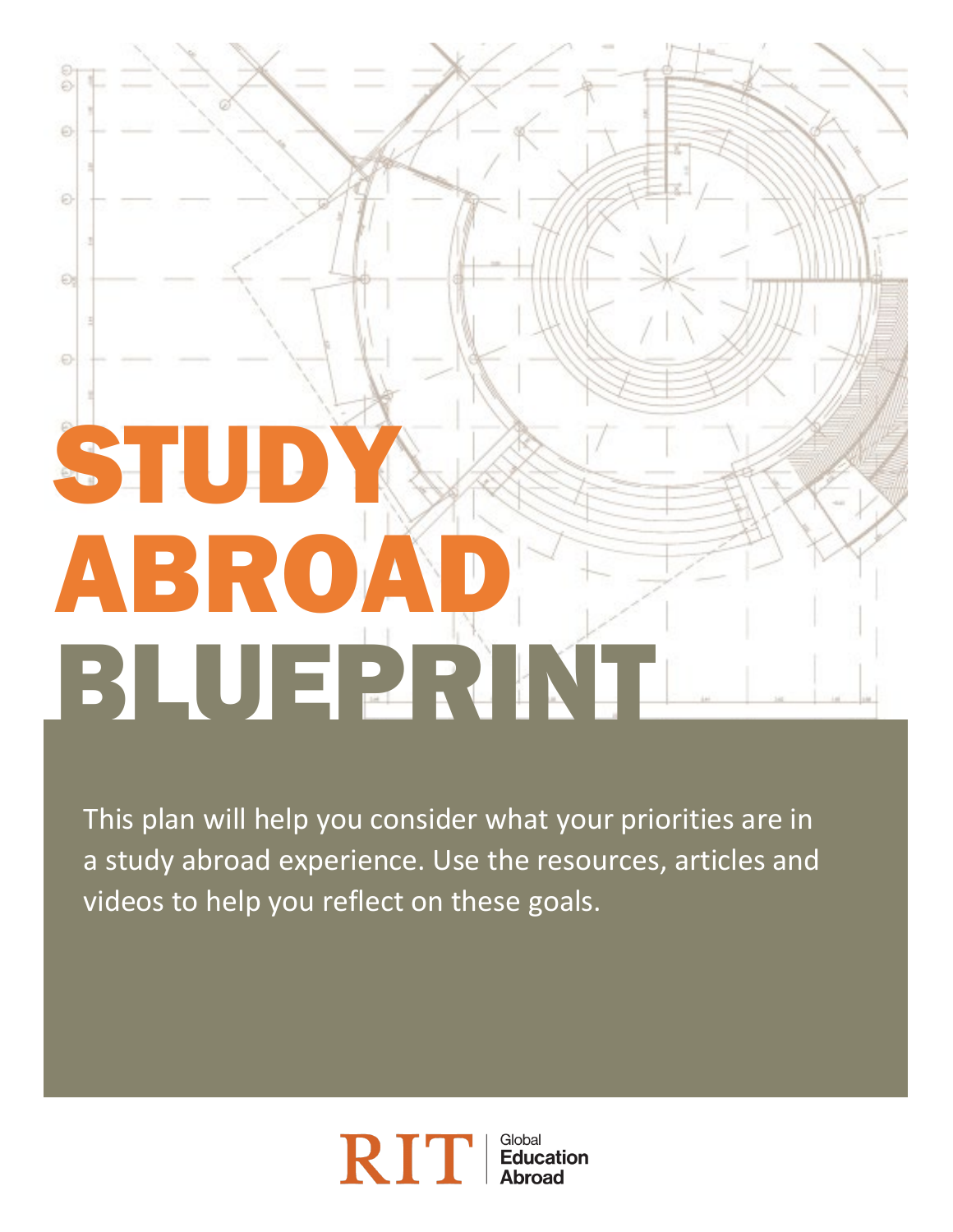# STUDY ABROAD BLUEPRINT

This plan will help you consider what your priorities are in a study abroad experience. Use the resources, articles and videos to help you reflect on these goals.

RIT | Global Education Abroad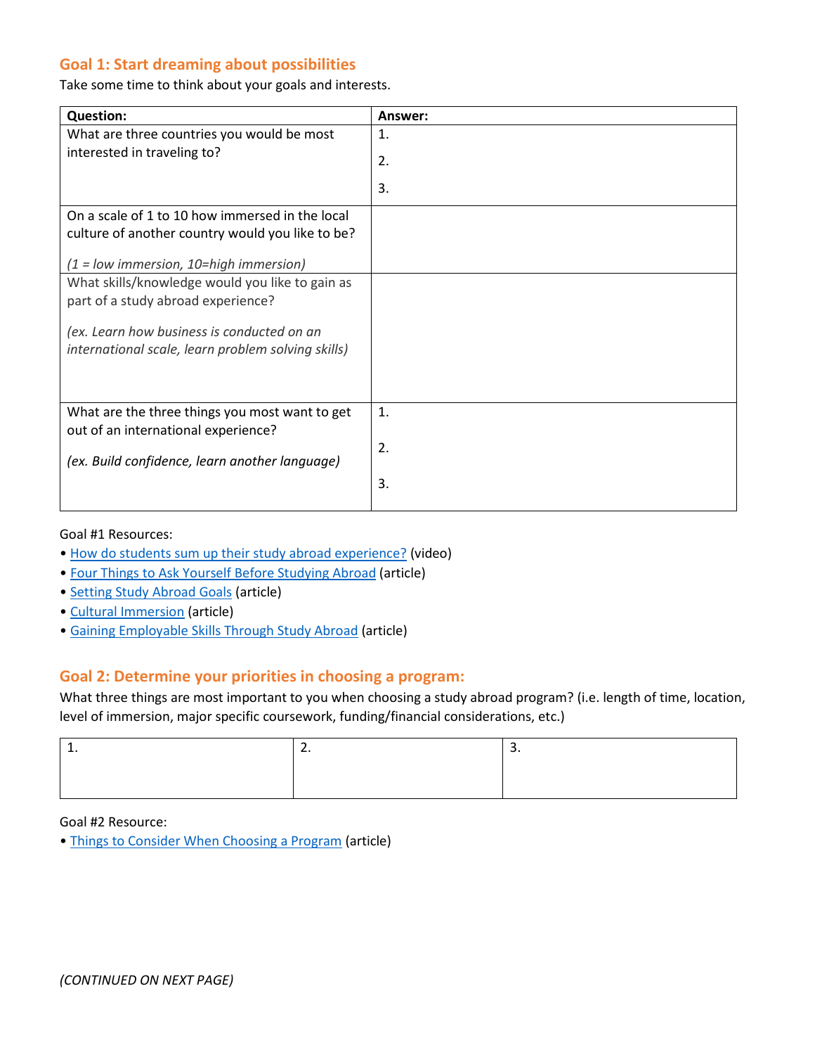## Goal 1: Start dreaming about possibilities

Take some time to think about your goals and interests.

| Question: | Answer: |
|---|---|
| What are three countries you would be most interested in traveling to? | 1.<br>2.<br>3. |
| On a scale of 1 to 10 how immersed in the local culture of another country would you like to be?<br><br>*(1 = low immersion, 10=high immersion)* | |
| What skills/knowledge would you like to gain as part of a study abroad experience?<br><br>*(ex. Learn how business is conducted on an international scale, learn problem solving skills)* | |
| What are the three things you most want to get out of an international experience?<br><br>*(ex. Build confidence, learn another language)* | 1.<br>2.<br>3. |

Goal #1 Resources:

- How do students sum up their study abroad experience? (video)
- Four Things to Ask Yourself Before Studying Abroad (article)
- Setting Study Abroad Goals (article)
- Cultural Immersion (article)
- Gaining Employable Skills Through Study Abroad (article)

## Goal 2: Determine your priorities in choosing a program:

What three things are most important to you when choosing a study abroad program? (i.e. length of time, location, level of immersion, major specific coursework, funding/financial considerations, etc.)

| 1. | 2. | 3. |
|---|---|---|
| | | |

Goal #2 Resource:

- Things to Consider When Choosing a Program (article)

*(CONTINUED ON NEXT PAGE)*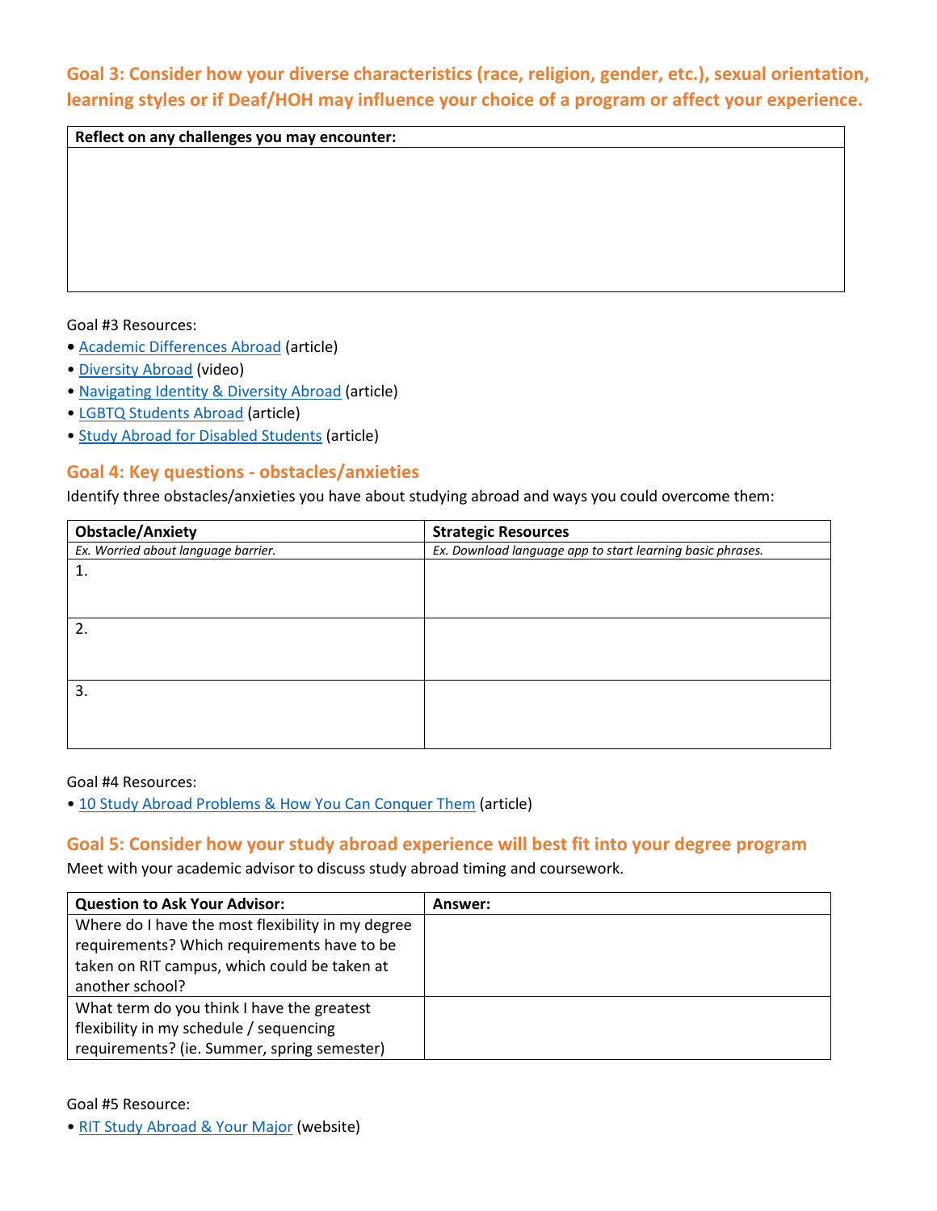## Goal 3: Consider how your diverse characteristics (race, religion, gender, etc.), sexual orientation, learning styles or if Deaf/HOH may influence your choice of a program or affect your experience.

| **Reflect on any challenges you may encounter:** |
|---|
| |

Goal #3 Resources:

- Academic Differences Abroad (article)
- Diversity Abroad (video)
- Navigating Identity & Diversity Abroad (article)
- LGBTQ Students Abroad (article)
- Study Abroad for Disabled Students (article)

## Goal 4: Key questions - obstacles/anxieties

Identify three obstacles/anxieties you have about studying abroad and ways you could overcome them:

| **Obstacle/Anxiety** | **Strategic Resources** |
|---|---|
| *Ex. Worried about language barrier.* | *Ex. Download language app to start learning basic phrases.* |
| 1. | |
| 2. | |
| 3. | |

Goal #4 Resources:

- 10 Study Abroad Problems & How You Can Conquer Them (article)

## Goal 5: Consider how your study abroad experience will best fit into your degree program

Meet with your academic advisor to discuss study abroad timing and coursework.

| **Question to Ask Your Advisor:** | **Answer:** |
|---|---|
| Where do I have the most flexibility in my degree requirements? Which requirements have to be taken on RIT campus, which could be taken at another school? | |
| What term do you think I have the greatest flexibility in my schedule / sequencing requirements? (ie. Summer, spring semester) | |

Goal #5 Resource:

- RIT Study Abroad & Your Major (website)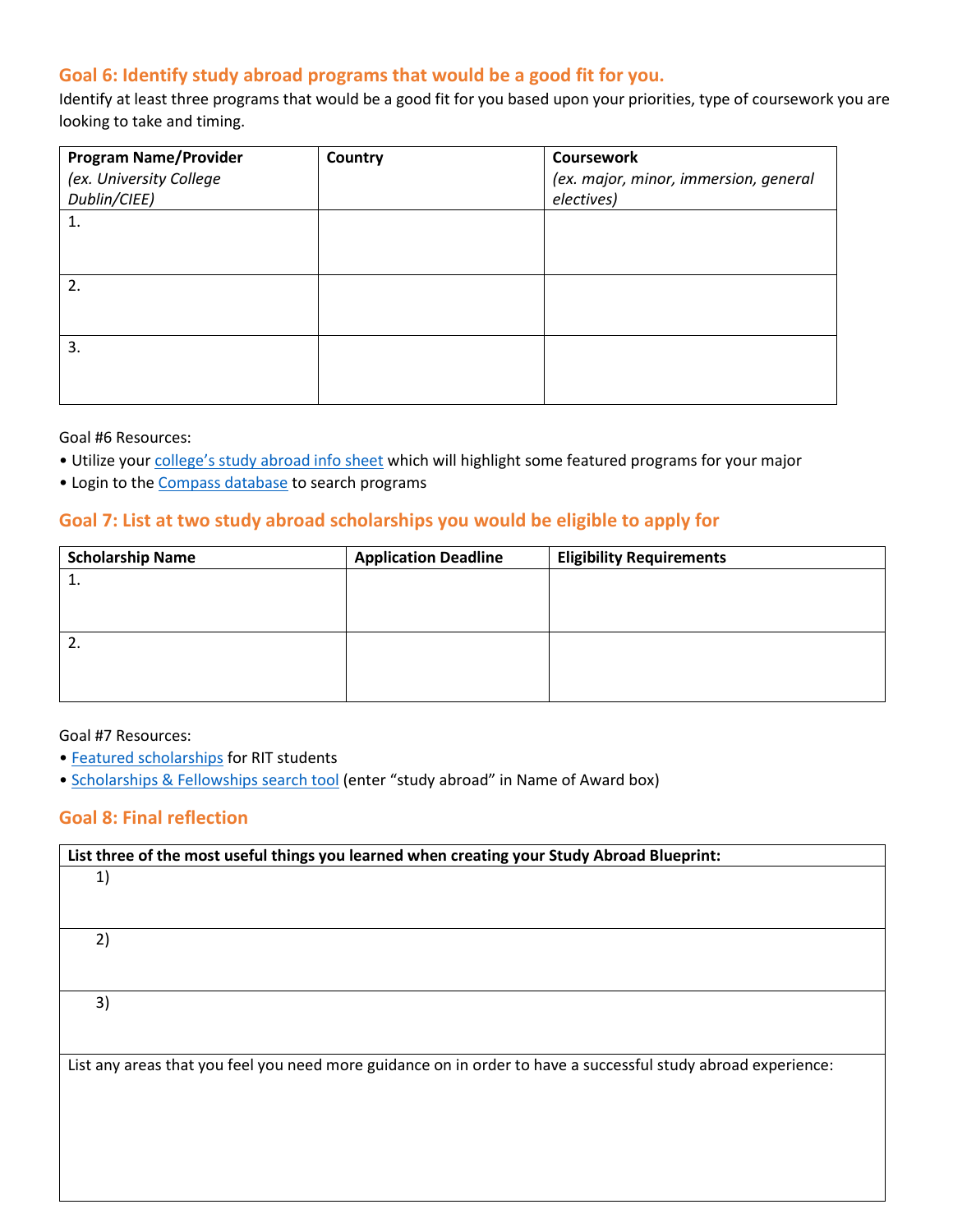## Goal 6: Identify study abroad programs that would be a good fit for you.

Identify at least three programs that would be a good fit for you based upon your priorities, type of coursework you are looking to take and timing.

| **Program Name/Provider** *(ex. University College Dublin/CIEE)* | **Country** | **Coursework** *(ex. major, minor, immersion, general electives)* |
|---|---|---|
| 1. | | |
| 2. | | |
| 3. | | |

Goal #6 Resources:

- Utilize your college's study abroad info sheet which will highlight some featured programs for your major
- Login to the Compass database to search programs

## Goal 7: List at two study abroad scholarships you would be eligible to apply for

| **Scholarship Name** | **Application Deadline** | **Eligibility Requirements** |
|---|---|---|
| 1. | | |
| 2. | | |

Goal #7 Resources:

- Featured scholarships for RIT students
- Scholarships & Fellowships search tool (enter "study abroad" in Name of Award box)

## Goal 8: Final reflection

| **List three of the most useful things you learned when creating your Study Abroad Blueprint:** |
|---|
| 1) |
| 2) |
| 3) |
| List any areas that you feel you need more guidance on in order to have a successful study abroad experience: |